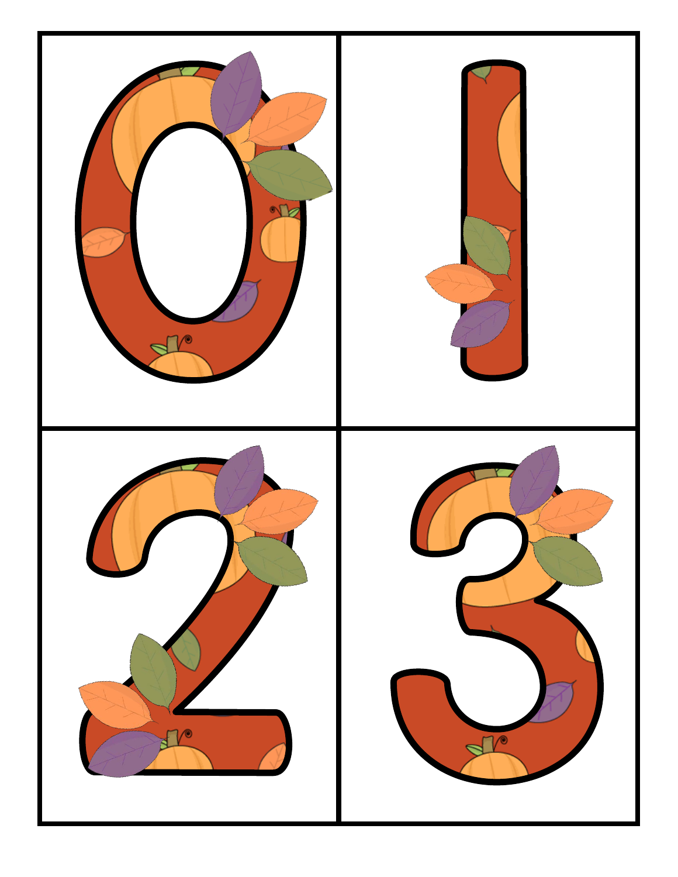| 0 | 1 |
| --- | --- |
| 2 | 3 |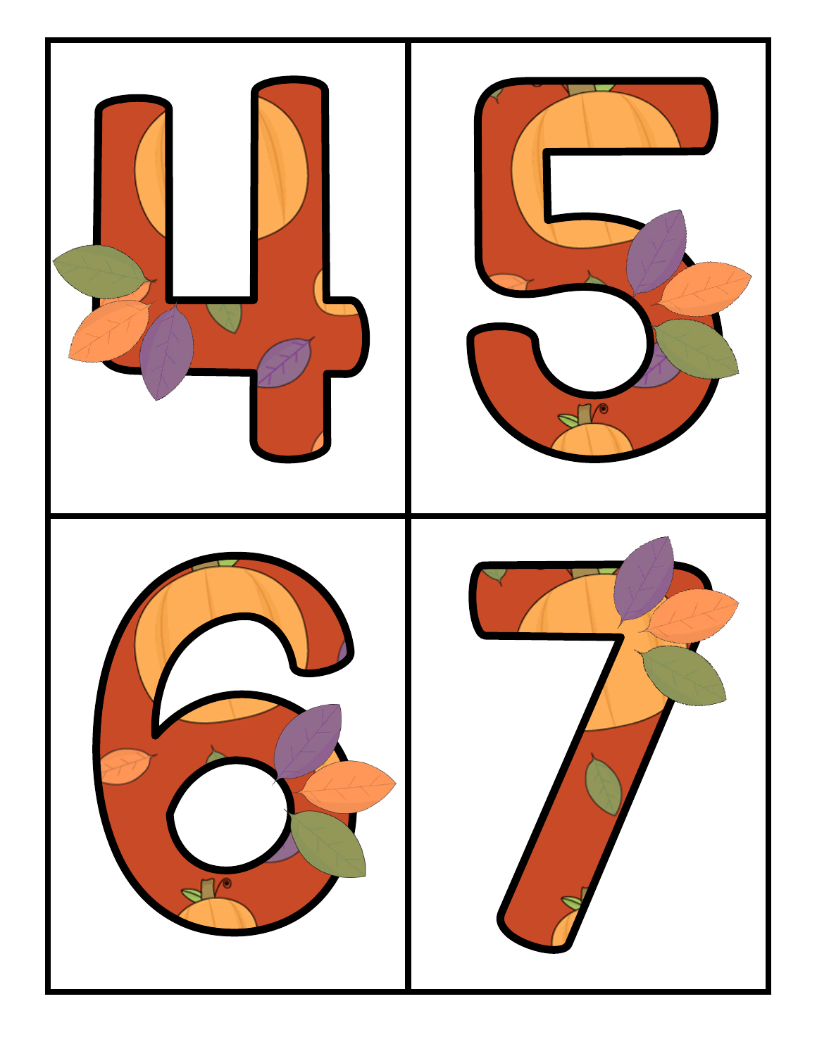| 4 | 5 |
| --- | --- |
| 6 | 7 |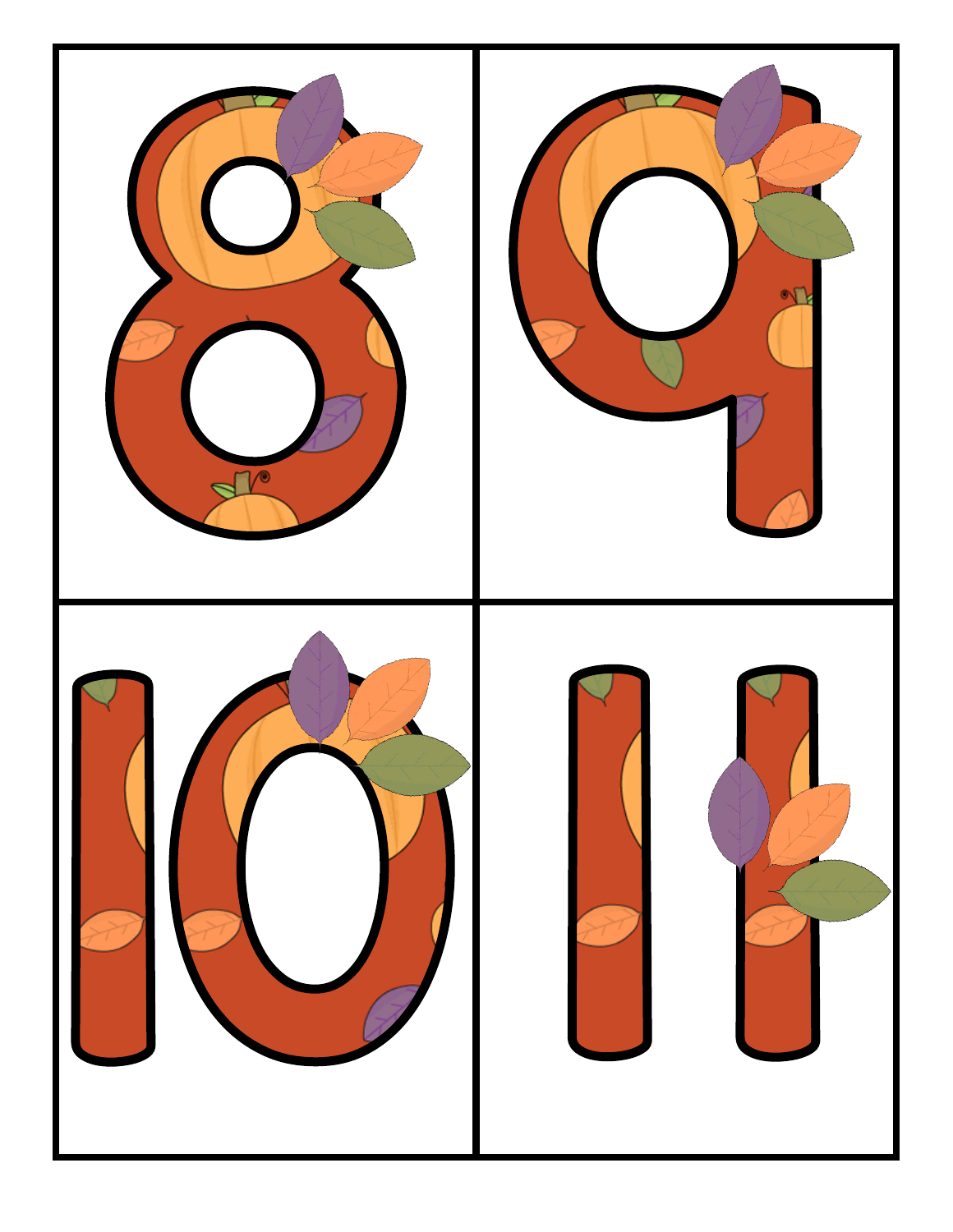| 8 | 9 |
| --- | --- |
| 10 | 11 |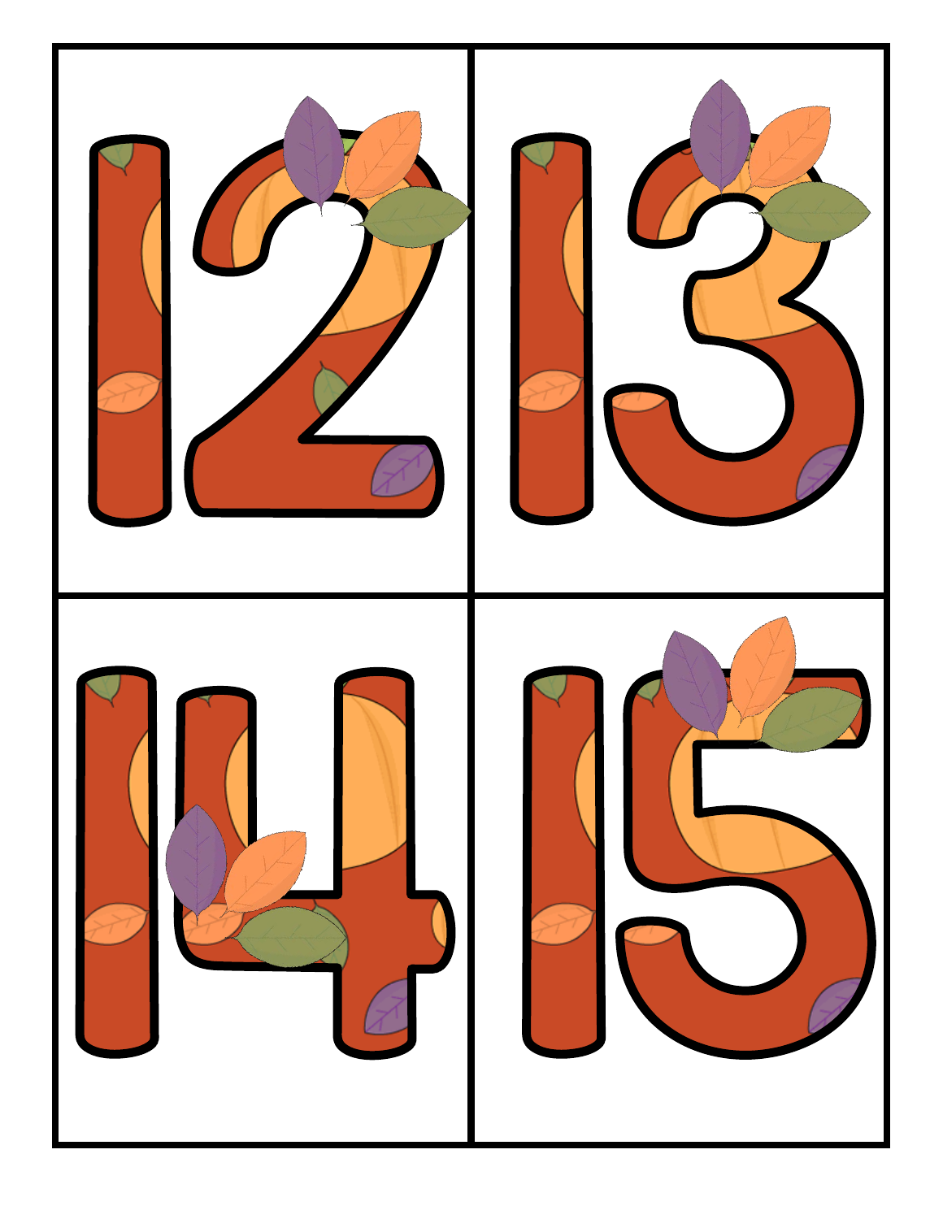| | |
|---|---|
| 12 | 13 |
| 14 | 15 |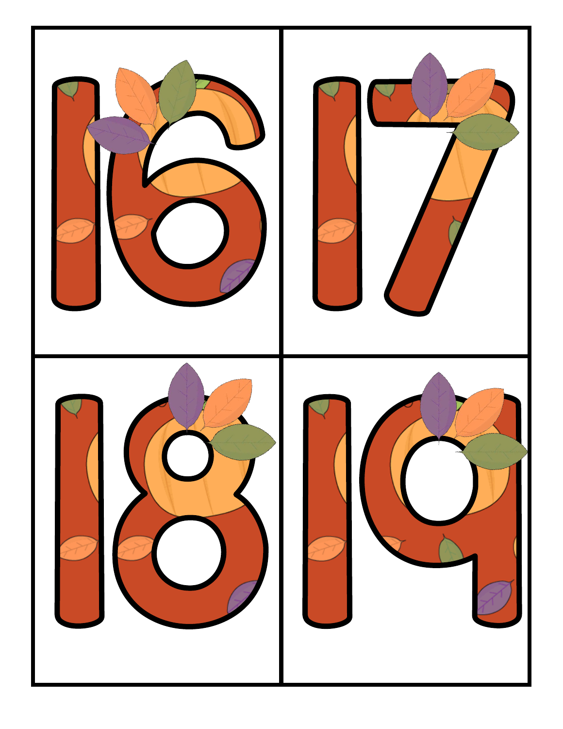| | |
|---|---|
| 16 | 17 |
| 18 | 19 |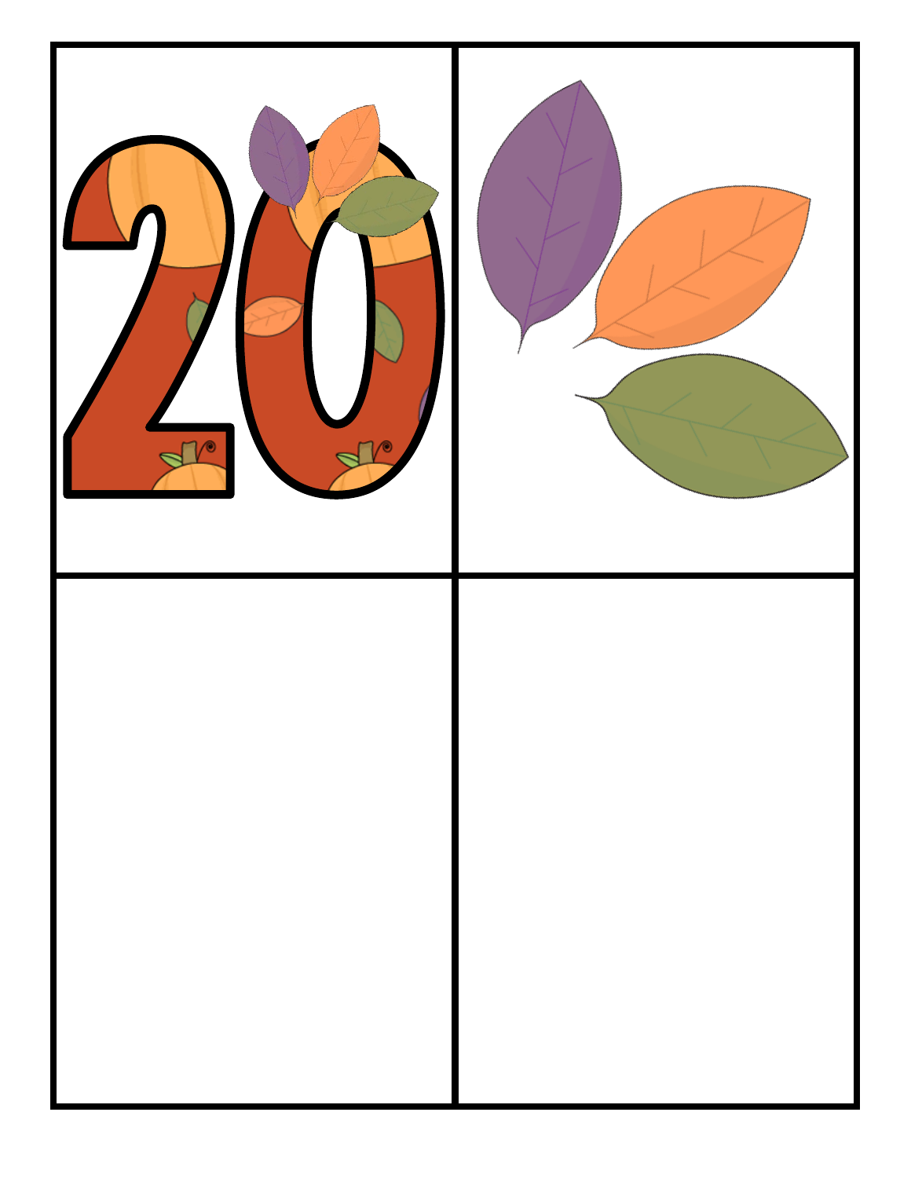20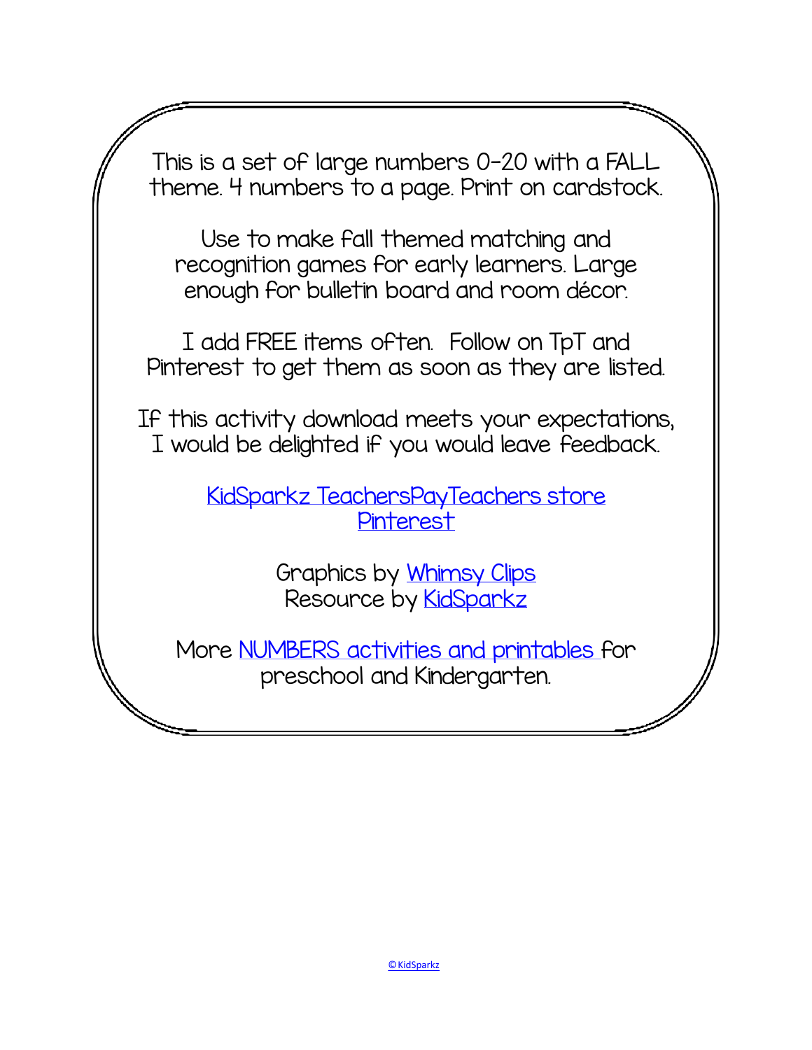This is a set of large numbers 0-20 with a FALL theme. 4 numbers to a page. Print on cardstock.

Use to make fall themed matching and recognition games for early learners. Large enough for bulletin board and room décor.

I add FREE items often. Follow on TpT and Pinterest to get them as soon as they are listed.

If this activity download meets your expectations, I would be delighted if you would leave feedback.

KidSparkz TeachersPayTeachers store
Pinterest

Graphics by Whimsy Clips
Resource by KidSparkz

More NUMBERS activities and printables for preschool and Kindergarten.

© KidSparkz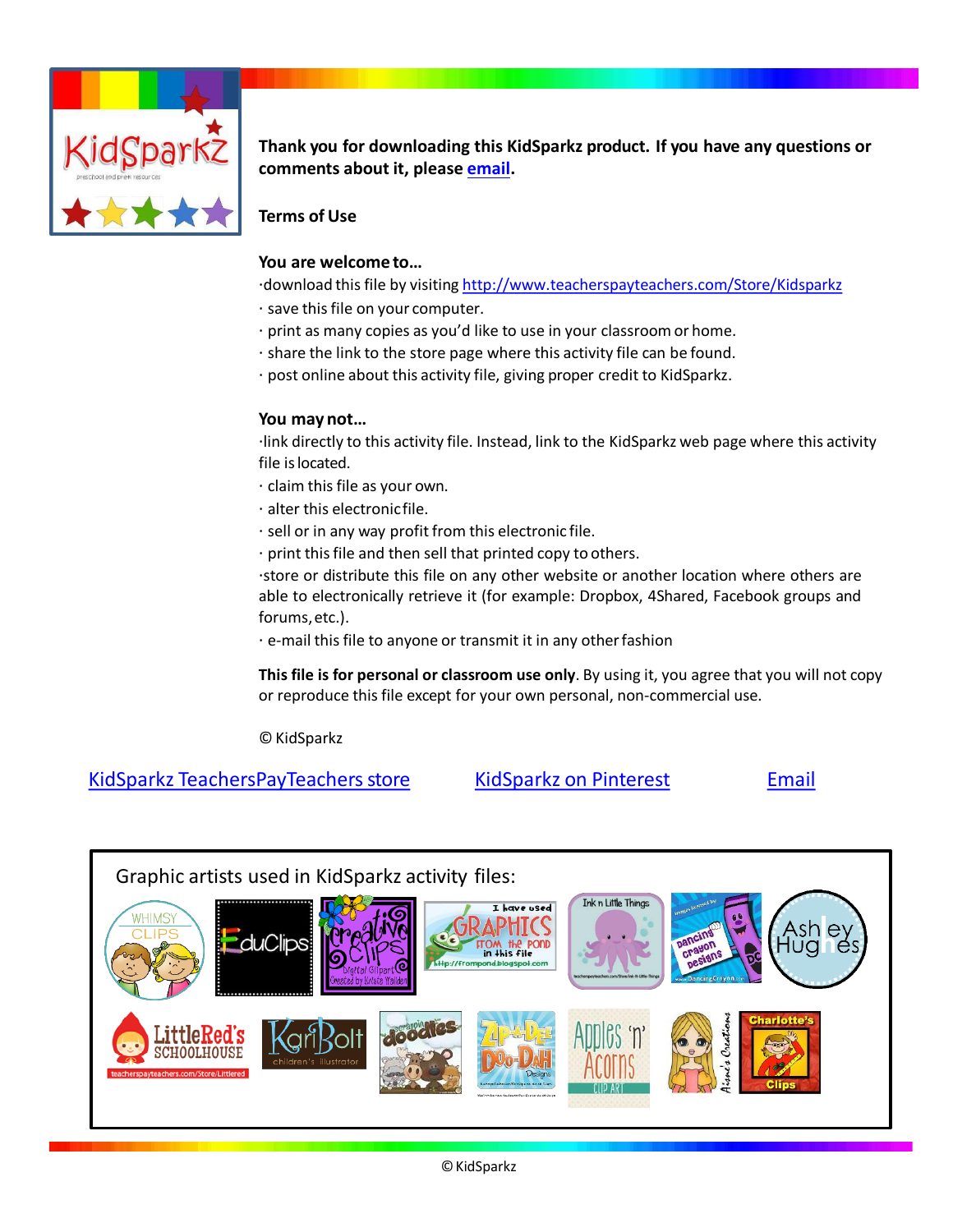**Thank you for downloading this KidSparkz product. If you have any questions or comments about it, please email.**

**Terms of Use**

**You are welcome to…**

·download this file by visiting http://www.teacherspayteachers.com/Store/Kidsparkz
· save this file on your computer.
· print as many copies as you'd like to use in your classroom or home.
· share the link to the store page where this activity file can be found.
· post online about this activity file, giving proper credit to KidSparkz.

**You may not…**

·link directly to this activity file. Instead, link to the KidSparkz web page where this activity file is located.
· claim this file as your own.
· alter this electronic file.
· sell or in any way profit from this electronic file.
· print this file and then sell that printed copy to others.
·store or distribute this file on any other website or another location where others are able to electronically retrieve it (for example: Dropbox, 4Shared, Facebook groups and forums, etc.).
· e-mail this file to anyone or transmit it in any other fashion

**This file is for personal or classroom use only**. By using it, you agree that you will not copy or reproduce this file except for your own personal, non-commercial use.

© KidSparkz

KidSparkz TeachersPayTeachers store | KidSparkz on Pinterest | Email

Graphic artists used in KidSparkz activity files: